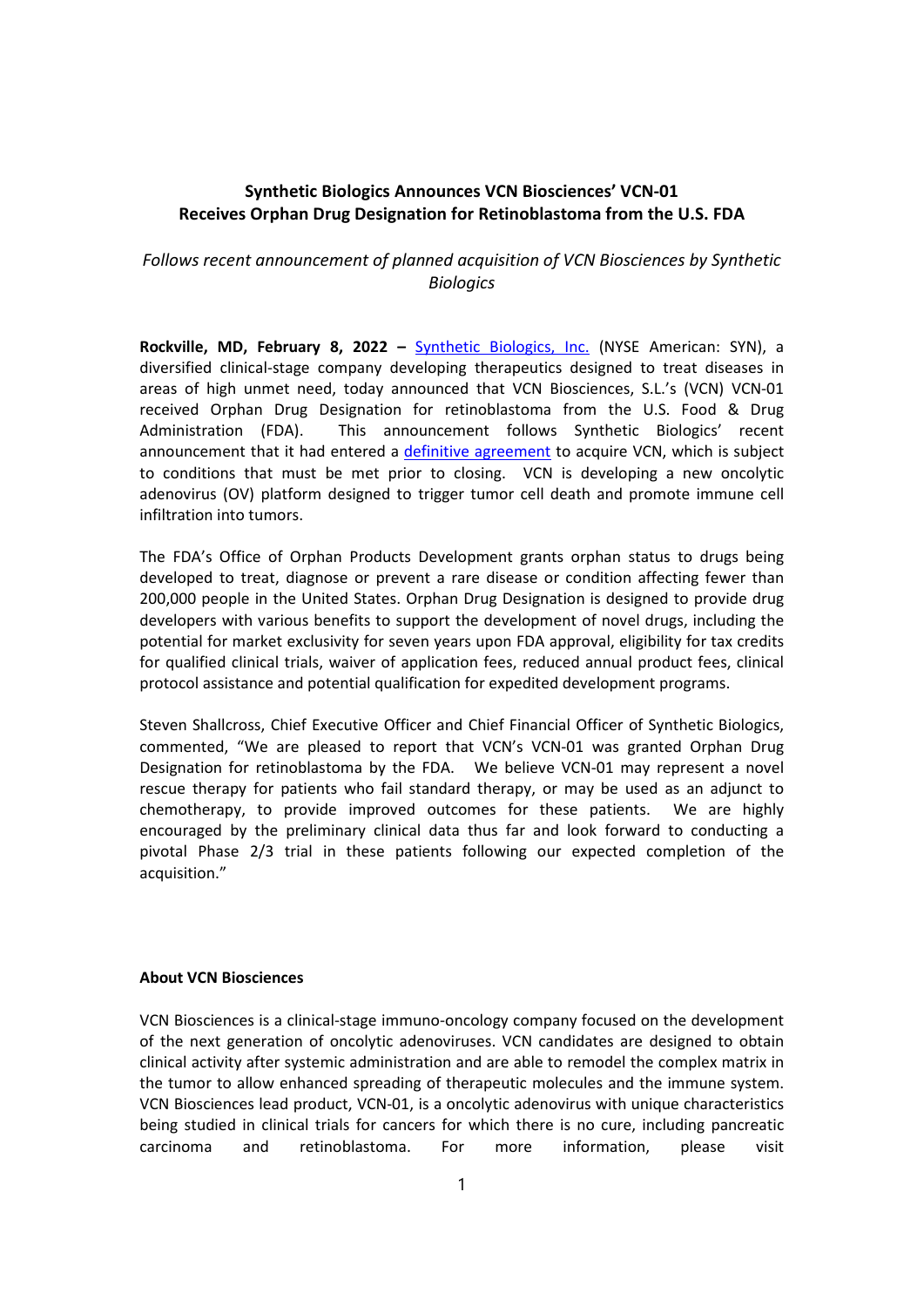# Synthetic Biologics Announces VCN Biosciences' VCN-01 Receives Orphan Drug Designation for Retinoblastoma from the U.S. FDA

*Follows recent announcement of planned acquisition of VCN Biosciences by Synthetic Biologics*

**Rockville, MD, February 8, 2022 –** [Synthetic Biologics, Inc.](#) (NYSE American: SYN), a diversified clinical-stage company developing therapeutics designed to treat diseases in areas of high unmet need, today announced that VCN Biosciences, S.L.'s (VCN) VCN-01 received Orphan Drug Designation for retinoblastoma from the U.S. Food & Drug Administration (FDA). This announcement follows Synthetic Biologics' recent announcement that it had entered a [definitive agreement](#) to acquire VCN, which is subject to conditions that must be met prior to closing. VCN is developing a new oncolytic adenovirus (OV) platform designed to trigger tumor cell death and promote immune cell infiltration into tumors.

The FDA's Office of Orphan Products Development grants orphan status to drugs being developed to treat, diagnose or prevent a rare disease or condition affecting fewer than 200,000 people in the United States. Orphan Drug Designation is designed to provide drug developers with various benefits to support the development of novel drugs, including the potential for market exclusivity for seven years upon FDA approval, eligibility for tax credits for qualified clinical trials, waiver of application fees, reduced annual product fees, clinical protocol assistance and potential qualification for expedited development programs.

Steven Shallcross, Chief Executive Officer and Chief Financial Officer of Synthetic Biologics, commented, "We are pleased to report that VCN's VCN-01 was granted Orphan Drug Designation for retinoblastoma by the FDA. We believe VCN-01 may represent a novel rescue therapy for patients who fail standard therapy, or may be used as an adjunct to chemotherapy, to provide improved outcomes for these patients. We are highly encouraged by the preliminary clinical data thus far and look forward to conducting a pivotal Phase 2/3 trial in these patients following our expected completion of the acquisition."

**About VCN Biosciences**

VCN Biosciences is a clinical-stage immuno-oncology company focused on the development of the next generation of oncolytic adenoviruses. VCN candidates are designed to obtain clinical activity after systemic administration and are able to remodel the complex matrix in the tumor to allow enhanced spreading of therapeutic molecules and the immune system. VCN Biosciences lead product, VCN-01, is a oncolytic adenovirus with unique characteristics being studied in clinical trials for cancers for which there is no cure, including pancreatic carcinoma and retinoblastoma. For more information, please visit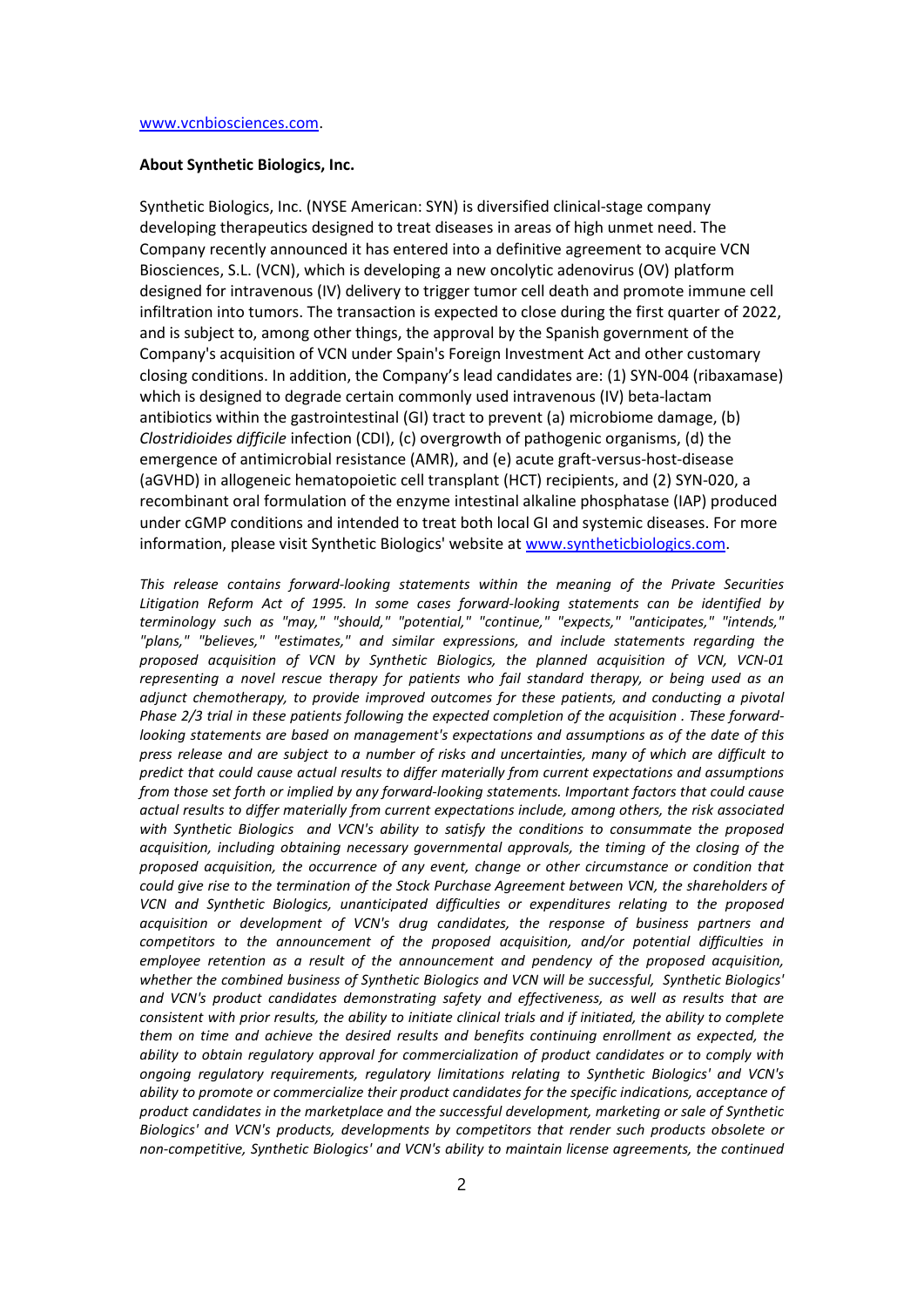www.vcnbiosciences.com.

**About Synthetic Biologics, Inc.**

Synthetic Biologics, Inc. (NYSE American: SYN) is diversified clinical-stage company developing therapeutics designed to treat diseases in areas of high unmet need. The Company recently announced it has entered into a definitive agreement to acquire VCN Biosciences, S.L. (VCN), which is developing a new oncolytic adenovirus (OV) platform designed for intravenous (IV) delivery to trigger tumor cell death and promote immune cell infiltration into tumors. The transaction is expected to close during the first quarter of 2022, and is subject to, among other things, the approval by the Spanish government of the Company's acquisition of VCN under Spain's Foreign Investment Act and other customary closing conditions. In addition, the Company's lead candidates are: (1) SYN-004 (ribaxamase) which is designed to degrade certain commonly used intravenous (IV) beta-lactam antibiotics within the gastrointestinal (GI) tract to prevent (a) microbiome damage, (b) *Clostridioides difficile* infection (CDI), (c) overgrowth of pathogenic organisms, (d) the emergence of antimicrobial resistance (AMR), and (e) acute graft-versus-host-disease (aGVHD) in allogeneic hematopoietic cell transplant (HCT) recipients, and (2) SYN-020, a recombinant oral formulation of the enzyme intestinal alkaline phosphatase (IAP) produced under cGMP conditions and intended to treat both local GI and systemic diseases. For more information, please visit Synthetic Biologics' website at www.syntheticbiologics.com.

*This release contains forward-looking statements within the meaning of the Private Securities Litigation Reform Act of 1995. In some cases forward-looking statements can be identified by terminology such as "may," "should," "potential," "continue," "expects," "anticipates," "intends," "plans," "believes," "estimates," and similar expressions, and include statements regarding the proposed acquisition of VCN by Synthetic Biologics, the planned acquisition of VCN, VCN-01 representing a novel rescue therapy for patients who fail standard therapy, or being used as an adjunct chemotherapy, to provide improved outcomes for these patients, and conducting a pivotal Phase 2/3 trial in these patients following the expected completion of the acquisition . These forward-looking statements are based on management's expectations and assumptions as of the date of this press release and are subject to a number of risks and uncertainties, many of which are difficult to predict that could cause actual results to differ materially from current expectations and assumptions from those set forth or implied by any forward-looking statements. Important factors that could cause actual results to differ materially from current expectations include, among others, the risk associated with Synthetic Biologics and VCN's ability to satisfy the conditions to consummate the proposed acquisition, including obtaining necessary governmental approvals, the timing of the closing of the proposed acquisition, the occurrence of any event, change or other circumstance or condition that could give rise to the termination of the Stock Purchase Agreement between VCN, the shareholders of VCN and Synthetic Biologics, unanticipated difficulties or expenditures relating to the proposed acquisition or development of VCN's drug candidates, the response of business partners and competitors to the announcement of the proposed acquisition, and/or potential difficulties in employee retention as a result of the announcement and pendency of the proposed acquisition, whether the combined business of Synthetic Biologics and VCN will be successful, Synthetic Biologics' and VCN's product candidates demonstrating safety and effectiveness, as well as results that are consistent with prior results, the ability to initiate clinical trials and if initiated, the ability to complete them on time and achieve the desired results and benefits continuing enrollment as expected, the ability to obtain regulatory approval for commercialization of product candidates or to comply with ongoing regulatory requirements, regulatory limitations relating to Synthetic Biologics' and VCN's ability to promote or commercialize their product candidates for the specific indications, acceptance of product candidates in the marketplace and the successful development, marketing or sale of Synthetic Biologics' and VCN's products, developments by competitors that render such products obsolete or non-competitive, Synthetic Biologics' and VCN's ability to maintain license agreements, the continued*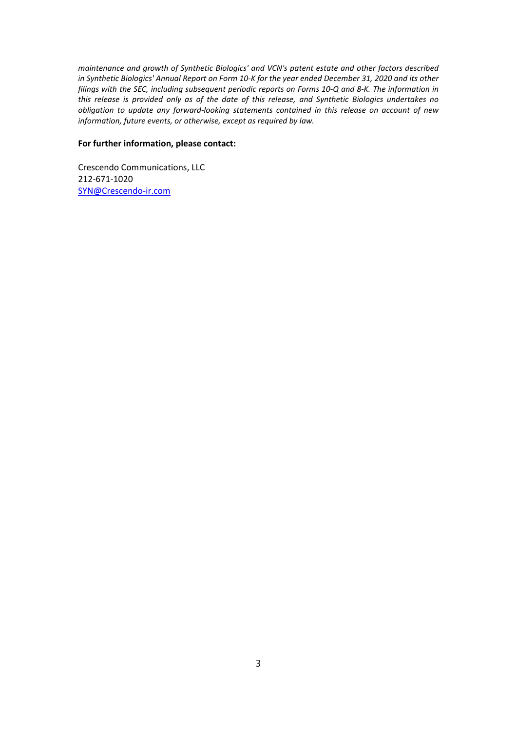*maintenance and growth of Synthetic Biologics' and VCN's patent estate and other factors described in Synthetic Biologics' Annual Report on Form 10-K for the year ended December 31, 2020 and its other filings with the SEC, including subsequent periodic reports on Forms 10-Q and 8-K. The information in this release is provided only as of the date of this release, and Synthetic Biologics undertakes no obligation to update any forward-looking statements contained in this release on account of new information, future events, or otherwise, except as required by law.*

**For further information, please contact:**

Crescendo Communications, LLC
212-671-1020
SYN@Crescendo-ir.com